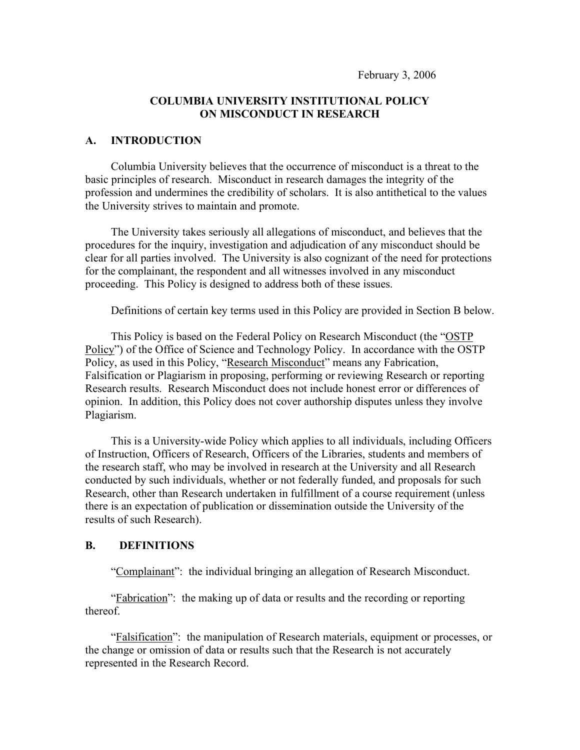February 3, 2006

# COLUMBIA UNIVERSITY INSTITUTIONAL POLICY ON MISCONDUCT IN RESEARCH

## A. INTRODUCTION

Columbia University believes that the occurrence of misconduct is a threat to the basic principles of research. Misconduct in research damages the integrity of the profession and undermines the credibility of scholars. It is also antithetical to the values the University strives to maintain and promote.

The University takes seriously all allegations of misconduct, and believes that the procedures for the inquiry, investigation and adjudication of any misconduct should be clear for all parties involved. The University is also cognizant of the need for protections for the complainant, the respondent and all witnesses involved in any misconduct proceeding. This Policy is designed to address both of these issues.

Definitions of certain key terms used in this Policy are provided in Section B below.

This Policy is based on the Federal Policy on Research Misconduct (the "OSTP Policy") of the Office of Science and Technology Policy. In accordance with the OSTP Policy, as used in this Policy, "Research Misconduct" means any Fabrication, Falsification or Plagiarism in proposing, performing or reviewing Research or reporting Research results. Research Misconduct does not include honest error or differences of opinion. In addition, this Policy does not cover authorship disputes unless they involve Plagiarism.

This is a University-wide Policy which applies to all individuals, including Officers of Instruction, Officers of Research, Officers of the Libraries, students and members of the research staff, who may be involved in research at the University and all Research conducted by such individuals, whether or not federally funded, and proposals for such Research, other than Research undertaken in fulfillment of a course requirement (unless there is an expectation of publication or dissemination outside the University of the results of such Research).

## B. DEFINITIONS

"Complainant": the individual bringing an allegation of Research Misconduct.

"Fabrication": the making up of data or results and the recording or reporting thereof.

"Falsification": the manipulation of Research materials, equipment or processes, or the change or omission of data or results such that the Research is not accurately represented in the Research Record.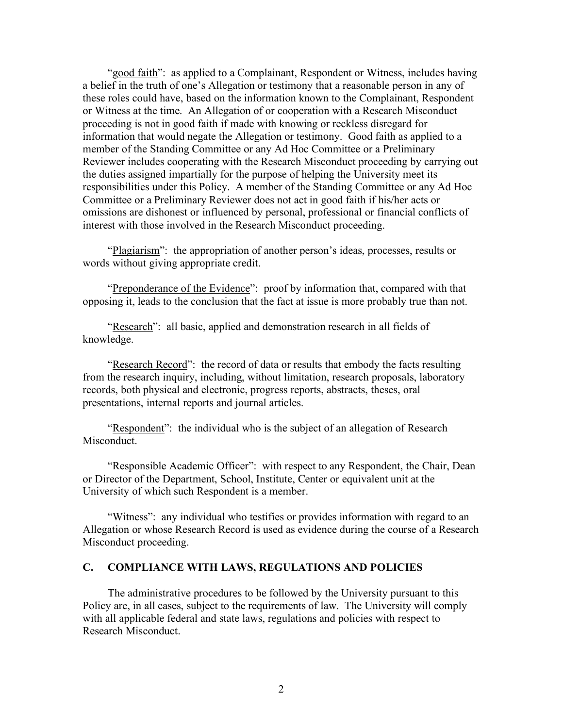"<u>good faith</u>": as applied to a Complainant, Respondent or Witness, includes having a belief in the truth of one's Allegation or testimony that a reasonable person in any of these roles could have, based on the information known to the Complainant, Respondent or Witness at the time. An Allegation of or cooperation with a Research Misconduct proceeding is not in good faith if made with knowing or reckless disregard for information that would negate the Allegation or testimony. Good faith as applied to a member of the Standing Committee or any Ad Hoc Committee or a Preliminary Reviewer includes cooperating with the Research Misconduct proceeding by carrying out the duties assigned impartially for the purpose of helping the University meet its responsibilities under this Policy. A member of the Standing Committee or any Ad Hoc Committee or a Preliminary Reviewer does not act in good faith if his/her acts or omissions are dishonest or influenced by personal, professional or financial conflicts of interest with those involved in the Research Misconduct proceeding.

"<u>Plagiarism</u>": the appropriation of another person's ideas, processes, results or words without giving appropriate credit.

"<u>Preponderance of the Evidence</u>": proof by information that, compared with that opposing it, leads to the conclusion that the fact at issue is more probably true than not.

"<u>Research</u>": all basic, applied and demonstration research in all fields of knowledge.

"<u>Research Record</u>": the record of data or results that embody the facts resulting from the research inquiry, including, without limitation, research proposals, laboratory records, both physical and electronic, progress reports, abstracts, theses, oral presentations, internal reports and journal articles.

"<u>Respondent</u>": the individual who is the subject of an allegation of Research Misconduct.

"<u>Responsible Academic Officer</u>": with respect to any Respondent, the Chair, Dean or Director of the Department, School, Institute, Center or equivalent unit at the University of which such Respondent is a member.

"<u>Witness</u>": any individual who testifies or provides information with regard to an Allegation or whose Research Record is used as evidence during the course of a Research Misconduct proceeding.

## C. COMPLIANCE WITH LAWS, REGULATIONS AND POLICIES

The administrative procedures to be followed by the University pursuant to this Policy are, in all cases, subject to the requirements of law. The University will comply with all applicable federal and state laws, regulations and policies with respect to Research Misconduct.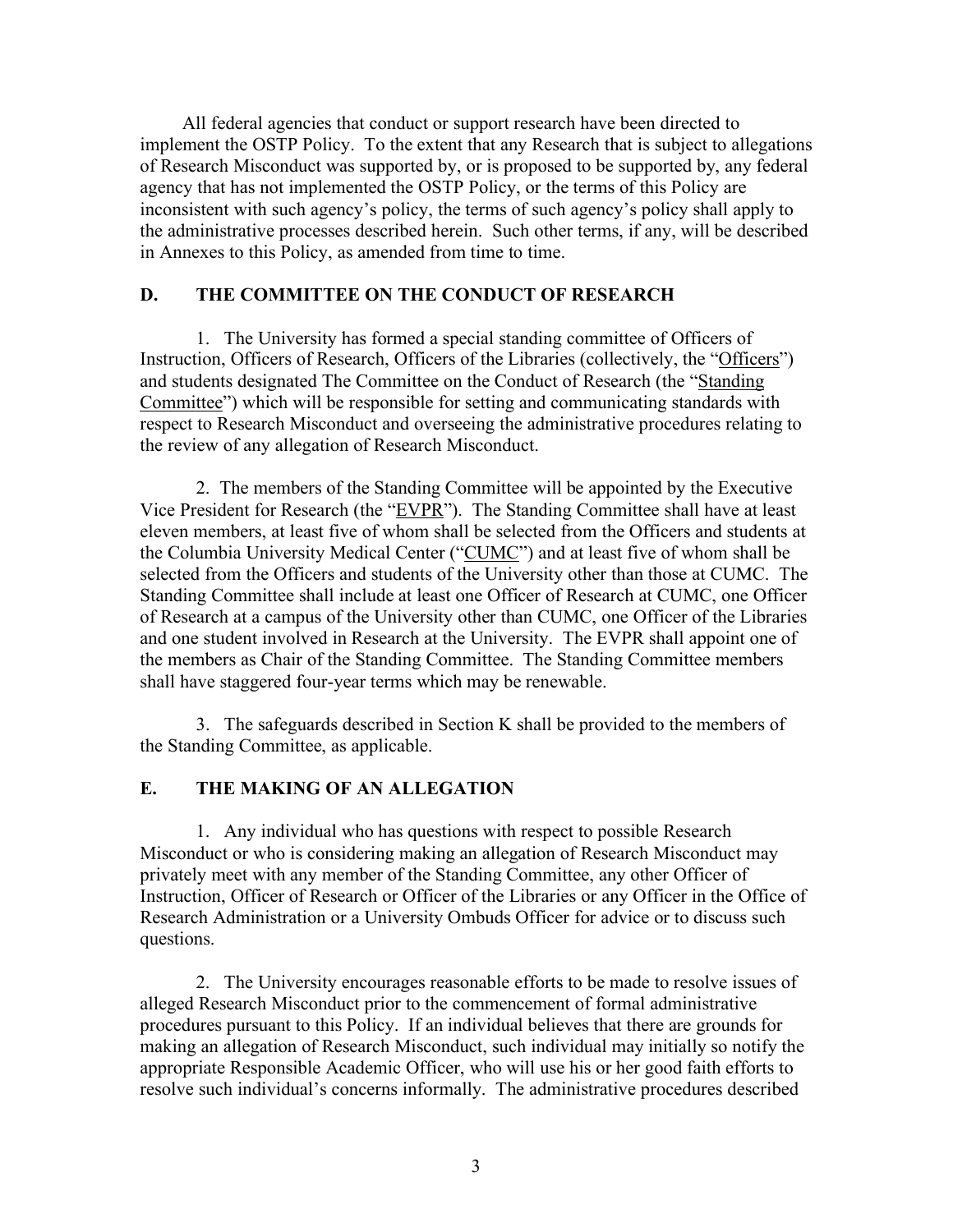All federal agencies that conduct or support research have been directed to implement the OSTP Policy. To the extent that any Research that is subject to allegations of Research Misconduct was supported by, or is proposed to be supported by, any federal agency that has not implemented the OSTP Policy, or the terms of this Policy are inconsistent with such agency's policy, the terms of such agency's policy shall apply to the administrative processes described herein. Such other terms, if any, will be described in Annexes to this Policy, as amended from time to time.

## D. THE COMMITTEE ON THE CONDUCT OF RESEARCH

1. The University has formed a special standing committee of Officers of Instruction, Officers of Research, Officers of the Libraries (collectively, the "Officers") and students designated The Committee on the Conduct of Research (the "Standing Committee") which will be responsible for setting and communicating standards with respect to Research Misconduct and overseeing the administrative procedures relating to the review of any allegation of Research Misconduct.

2. The members of the Standing Committee will be appointed by the Executive Vice President for Research (the "EVPR"). The Standing Committee shall have at least eleven members, at least five of whom shall be selected from the Officers and students at the Columbia University Medical Center ("CUMC") and at least five of whom shall be selected from the Officers and students of the University other than those at CUMC. The Standing Committee shall include at least one Officer of Research at CUMC, one Officer of Research at a campus of the University other than CUMC, one Officer of the Libraries and one student involved in Research at the University. The EVPR shall appoint one of the members as Chair of the Standing Committee. The Standing Committee members shall have staggered four-year terms which may be renewable.

3. The safeguards described in Section K shall be provided to the members of the Standing Committee, as applicable.

## E. THE MAKING OF AN ALLEGATION

1. Any individual who has questions with respect to possible Research Misconduct or who is considering making an allegation of Research Misconduct may privately meet with any member of the Standing Committee, any other Officer of Instruction, Officer of Research or Officer of the Libraries or any Officer in the Office of Research Administration or a University Ombuds Officer for advice or to discuss such questions.

2. The University encourages reasonable efforts to be made to resolve issues of alleged Research Misconduct prior to the commencement of formal administrative procedures pursuant to this Policy. If an individual believes that there are grounds for making an allegation of Research Misconduct, such individual may initially so notify the appropriate Responsible Academic Officer, who will use his or her good faith efforts to resolve such individual's concerns informally. The administrative procedures described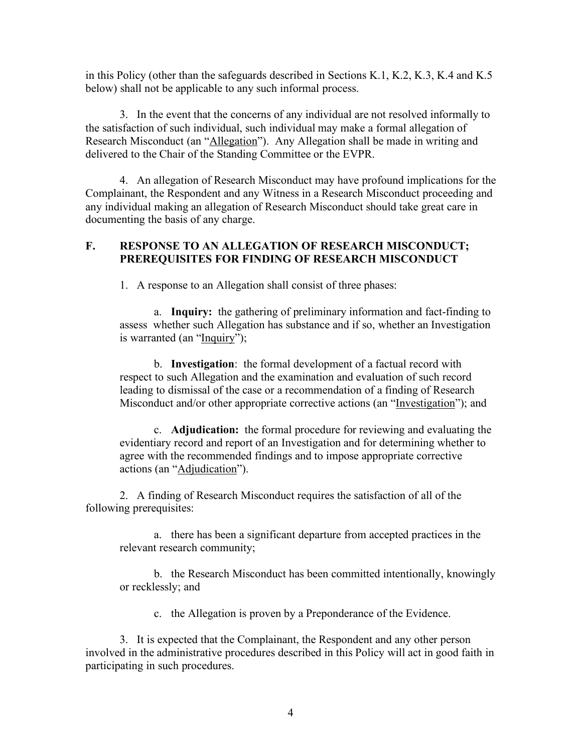in this Policy (other than the safeguards described in Sections K.1, K.2, K.3, K.4 and K.5 below) shall not be applicable to any such informal process.

3. In the event that the concerns of any individual are not resolved informally to the satisfaction of such individual, such individual may make a formal allegation of Research Misconduct (an "Allegation"). Any Allegation shall be made in writing and delivered to the Chair of the Standing Committee or the EVPR.

4. An allegation of Research Misconduct may have profound implications for the Complainant, the Respondent and any Witness in a Research Misconduct proceeding and any individual making an allegation of Research Misconduct should take great care in documenting the basis of any charge.

## F. RESPONSE TO AN ALLEGATION OF RESEARCH MISCONDUCT; PREREQUISITES FOR FINDING OF RESEARCH MISCONDUCT

1. A response to an Allegation shall consist of three phases:

   a. **Inquiry:** the gathering of preliminary information and fact-finding to assess whether such Allegation has substance and if so, whether an Investigation is warranted (an "Inquiry");

   b. **Investigation**: the formal development of a factual record with respect to such Allegation and the examination and evaluation of such record leading to dismissal of the case or a recommendation of a finding of Research Misconduct and/or other appropriate corrective actions (an "Investigation"); and

   c. **Adjudication:** the formal procedure for reviewing and evaluating the evidentiary record and report of an Investigation and for determining whether to agree with the recommended findings and to impose appropriate corrective actions (an "Adjudication").

2. A finding of Research Misconduct requires the satisfaction of all of the following prerequisites:

   a. there has been a significant departure from accepted practices in the relevant research community;

   b. the Research Misconduct has been committed intentionally, knowingly or recklessly; and

   c. the Allegation is proven by a Preponderance of the Evidence.

3. It is expected that the Complainant, the Respondent and any other person involved in the administrative procedures described in this Policy will act in good faith in participating in such procedures.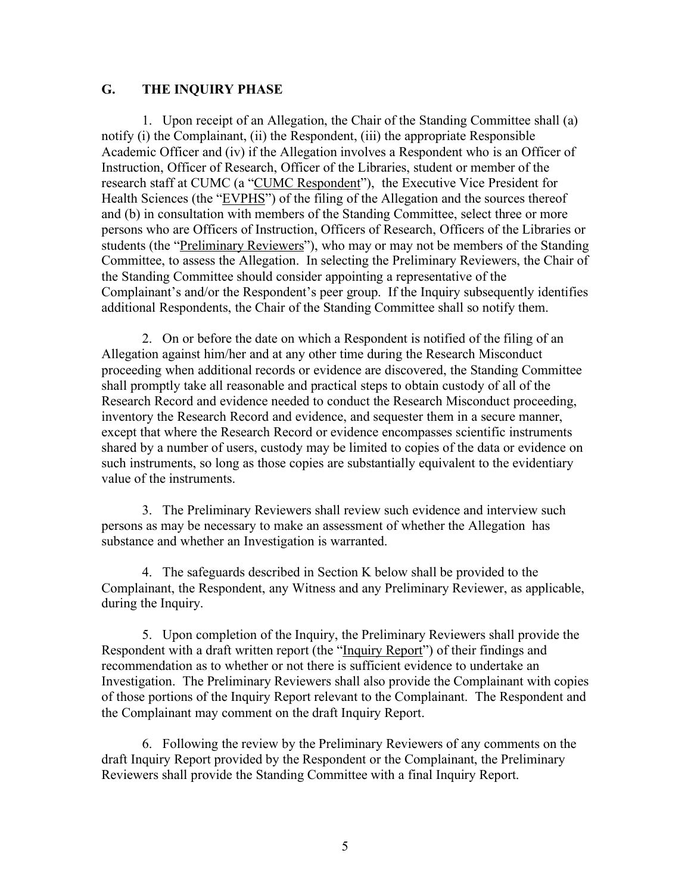## G. THE INQUIRY PHASE

1. Upon receipt of an Allegation, the Chair of the Standing Committee shall (a) notify (i) the Complainant, (ii) the Respondent, (iii) the appropriate Responsible Academic Officer and (iv) if the Allegation involves a Respondent who is an Officer of Instruction, Officer of Research, Officer of the Libraries, student or member of the research staff at CUMC (a "CUMC Respondent"), the Executive Vice President for Health Sciences (the "EVPHS") of the filing of the Allegation and the sources thereof and (b) in consultation with members of the Standing Committee, select three or more persons who are Officers of Instruction, Officers of Research, Officers of the Libraries or students (the "Preliminary Reviewers"), who may or may not be members of the Standing Committee, to assess the Allegation. In selecting the Preliminary Reviewers, the Chair of the Standing Committee should consider appointing a representative of the Complainant's and/or the Respondent's peer group. If the Inquiry subsequently identifies additional Respondents, the Chair of the Standing Committee shall so notify them.

2. On or before the date on which a Respondent is notified of the filing of an Allegation against him/her and at any other time during the Research Misconduct proceeding when additional records or evidence are discovered, the Standing Committee shall promptly take all reasonable and practical steps to obtain custody of all of the Research Record and evidence needed to conduct the Research Misconduct proceeding, inventory the Research Record and evidence, and sequester them in a secure manner, except that where the Research Record or evidence encompasses scientific instruments shared by a number of users, custody may be limited to copies of the data or evidence on such instruments, so long as those copies are substantially equivalent to the evidentiary value of the instruments.

3. The Preliminary Reviewers shall review such evidence and interview such persons as may be necessary to make an assessment of whether the Allegation has substance and whether an Investigation is warranted.

4. The safeguards described in Section K below shall be provided to the Complainant, the Respondent, any Witness and any Preliminary Reviewer, as applicable, during the Inquiry.

5. Upon completion of the Inquiry, the Preliminary Reviewers shall provide the Respondent with a draft written report (the "Inquiry Report") of their findings and recommendation as to whether or not there is sufficient evidence to undertake an Investigation. The Preliminary Reviewers shall also provide the Complainant with copies of those portions of the Inquiry Report relevant to the Complainant. The Respondent and the Complainant may comment on the draft Inquiry Report.

6. Following the review by the Preliminary Reviewers of any comments on the draft Inquiry Report provided by the Respondent or the Complainant, the Preliminary Reviewers shall provide the Standing Committee with a final Inquiry Report.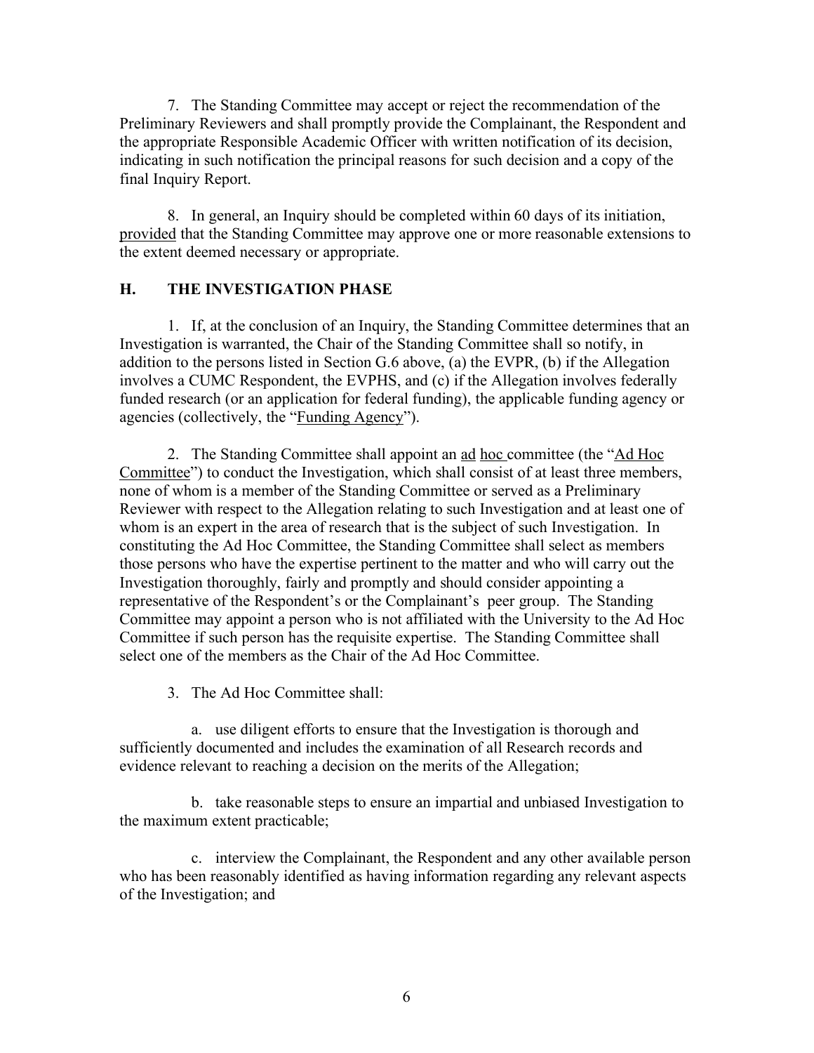7. The Standing Committee may accept or reject the recommendation of the Preliminary Reviewers and shall promptly provide the Complainant, the Respondent and the appropriate Responsible Academic Officer with written notification of its decision, indicating in such notification the principal reasons for such decision and a copy of the final Inquiry Report.

8. In general, an Inquiry should be completed within 60 days of its initiation, provided that the Standing Committee may approve one or more reasonable extensions to the extent deemed necessary or appropriate.

## H. THE INVESTIGATION PHASE

1. If, at the conclusion of an Inquiry, the Standing Committee determines that an Investigation is warranted, the Chair of the Standing Committee shall so notify, in addition to the persons listed in Section G.6 above, (a) the EVPR, (b) if the Allegation involves a CUMC Respondent, the EVPHS, and (c) if the Allegation involves federally funded research (or an application for federal funding), the applicable funding agency or agencies (collectively, the "Funding Agency").

2. The Standing Committee shall appoint an ad hoc committee (the "Ad Hoc Committee") to conduct the Investigation, which shall consist of at least three members, none of whom is a member of the Standing Committee or served as a Preliminary Reviewer with respect to the Allegation relating to such Investigation and at least one of whom is an expert in the area of research that is the subject of such Investigation. In constituting the Ad Hoc Committee, the Standing Committee shall select as members those persons who have the expertise pertinent to the matter and who will carry out the Investigation thoroughly, fairly and promptly and should consider appointing a representative of the Respondent's or the Complainant's peer group. The Standing Committee may appoint a person who is not affiliated with the University to the Ad Hoc Committee if such person has the requisite expertise. The Standing Committee shall select one of the members as the Chair of the Ad Hoc Committee.

3. The Ad Hoc Committee shall:

a. use diligent efforts to ensure that the Investigation is thorough and sufficiently documented and includes the examination of all Research records and evidence relevant to reaching a decision on the merits of the Allegation;

b. take reasonable steps to ensure an impartial and unbiased Investigation to the maximum extent practicable;

c. interview the Complainant, the Respondent and any other available person who has been reasonably identified as having information regarding any relevant aspects of the Investigation; and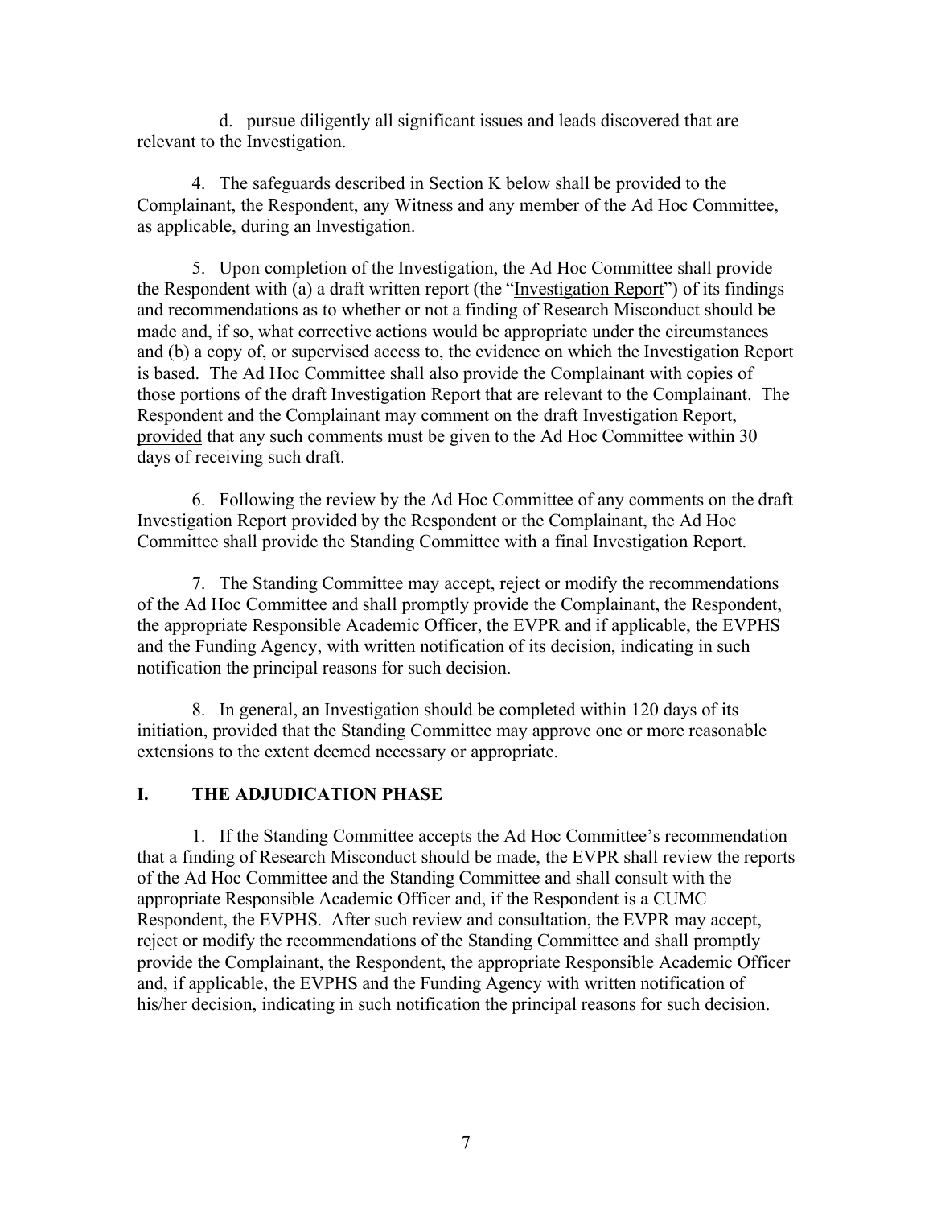d. pursue diligently all significant issues and leads discovered that are relevant to the Investigation.

4. The safeguards described in Section K below shall be provided to the Complainant, the Respondent, any Witness and any member of the Ad Hoc Committee, as applicable, during an Investigation.

5. Upon completion of the Investigation, the Ad Hoc Committee shall provide the Respondent with (a) a draft written report (the "Investigation Report") of its findings and recommendations as to whether or not a finding of Research Misconduct should be made and, if so, what corrective actions would be appropriate under the circumstances and (b) a copy of, or supervised access to, the evidence on which the Investigation Report is based. The Ad Hoc Committee shall also provide the Complainant with copies of those portions of the draft Investigation Report that are relevant to the Complainant. The Respondent and the Complainant may comment on the draft Investigation Report, provided that any such comments must be given to the Ad Hoc Committee within 30 days of receiving such draft.

6. Following the review by the Ad Hoc Committee of any comments on the draft Investigation Report provided by the Respondent or the Complainant, the Ad Hoc Committee shall provide the Standing Committee with a final Investigation Report.

7. The Standing Committee may accept, reject or modify the recommendations of the Ad Hoc Committee and shall promptly provide the Complainant, the Respondent, the appropriate Responsible Academic Officer, the EVPR and if applicable, the EVPHS and the Funding Agency, with written notification of its decision, indicating in such notification the principal reasons for such decision.

8. In general, an Investigation should be completed within 120 days of its initiation, provided that the Standing Committee may approve one or more reasonable extensions to the extent deemed necessary or appropriate.

## I. THE ADJUDICATION PHASE

1. If the Standing Committee accepts the Ad Hoc Committee's recommendation that a finding of Research Misconduct should be made, the EVPR shall review the reports of the Ad Hoc Committee and the Standing Committee and shall consult with the appropriate Responsible Academic Officer and, if the Respondent is a CUMC Respondent, the EVPHS. After such review and consultation, the EVPR may accept, reject or modify the recommendations of the Standing Committee and shall promptly provide the Complainant, the Respondent, the appropriate Responsible Academic Officer and, if applicable, the EVPHS and the Funding Agency with written notification of his/her decision, indicating in such notification the principal reasons for such decision.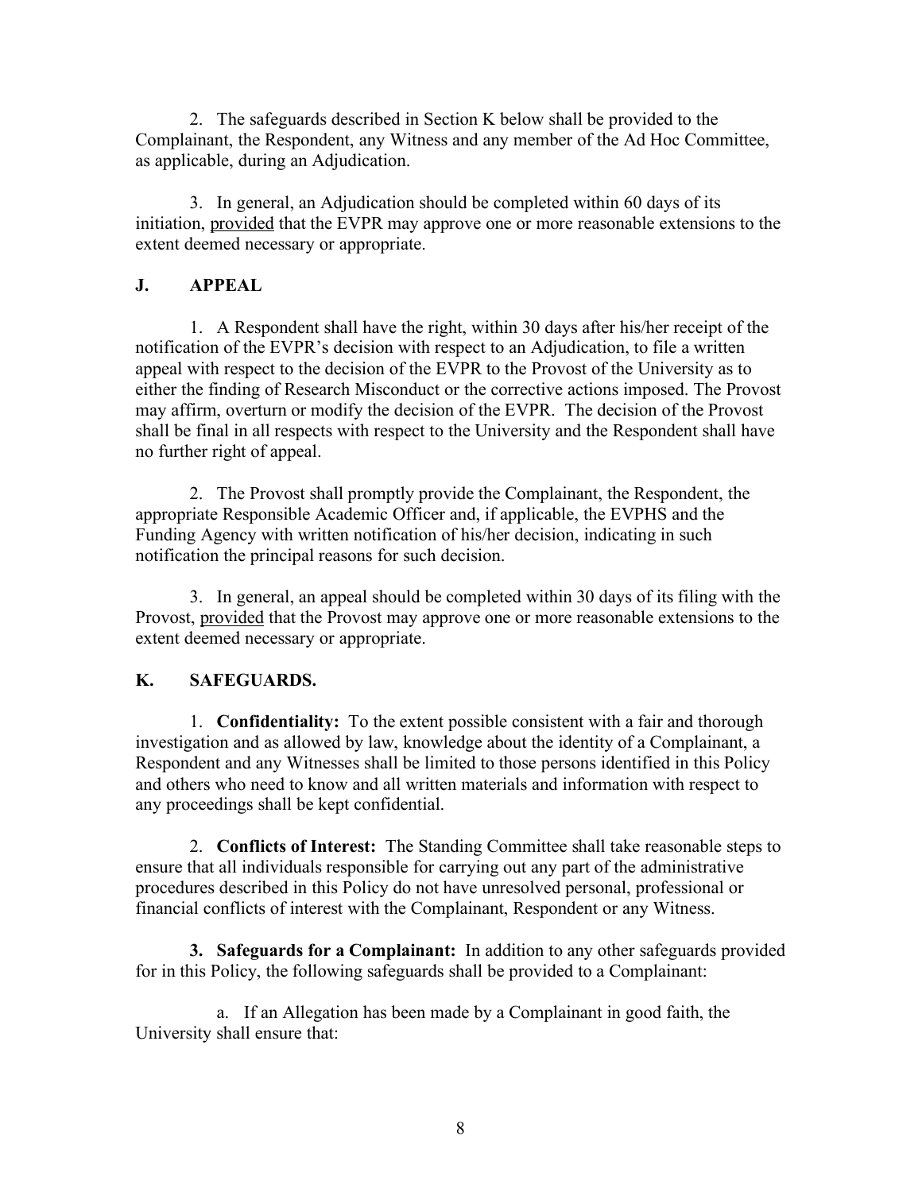2. The safeguards described in Section K below shall be provided to the Complainant, the Respondent, any Witness and any member of the Ad Hoc Committee, as applicable, during an Adjudication.

3. In general, an Adjudication should be completed within 60 days of its initiation, provided that the EVPR may approve one or more reasonable extensions to the extent deemed necessary or appropriate.

## J. APPEAL

1. A Respondent shall have the right, within 30 days after his/her receipt of the notification of the EVPR's decision with respect to an Adjudication, to file a written appeal with respect to the decision of the EVPR to the Provost of the University as to either the finding of Research Misconduct or the corrective actions imposed. The Provost may affirm, overturn or modify the decision of the EVPR. The decision of the Provost shall be final in all respects with respect to the University and the Respondent shall have no further right of appeal.

2. The Provost shall promptly provide the Complainant, the Respondent, the appropriate Responsible Academic Officer and, if applicable, the EVPHS and the Funding Agency with written notification of his/her decision, indicating in such notification the principal reasons for such decision.

3. In general, an appeal should be completed within 30 days of its filing with the Provost, provided that the Provost may approve one or more reasonable extensions to the extent deemed necessary or appropriate.

## K. SAFEGUARDS.

1. **Confidentiality:** To the extent possible consistent with a fair and thorough investigation and as allowed by law, knowledge about the identity of a Complainant, a Respondent and any Witnesses shall be limited to those persons identified in this Policy and others who need to know and all written materials and information with respect to any proceedings shall be kept confidential.

2. **Conflicts of Interest:** The Standing Committee shall take reasonable steps to ensure that all individuals responsible for carrying out any part of the administrative procedures described in this Policy do not have unresolved personal, professional or financial conflicts of interest with the Complainant, Respondent or any Witness.

**3. Safeguards for a Complainant:** In addition to any other safeguards provided for in this Policy, the following safeguards shall be provided to a Complainant:

a. If an Allegation has been made by a Complainant in good faith, the University shall ensure that: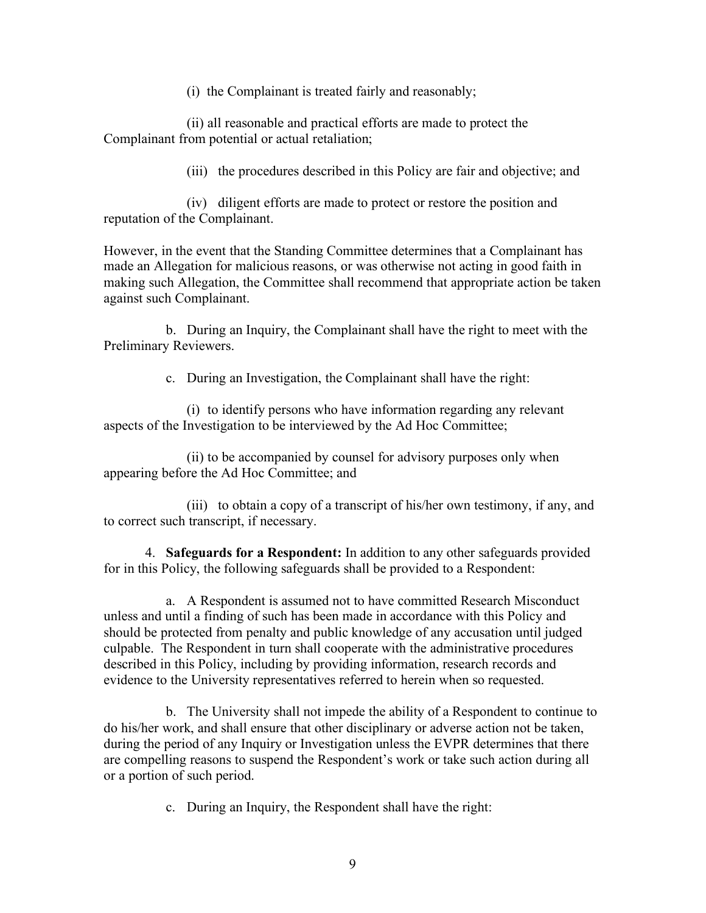(i) the Complainant is treated fairly and reasonably;

(ii) all reasonable and practical efforts are made to protect the Complainant from potential or actual retaliation;

(iii) the procedures described in this Policy are fair and objective; and

(iv) diligent efforts are made to protect or restore the position and reputation of the Complainant.

However, in the event that the Standing Committee determines that a Complainant has made an Allegation for malicious reasons, or was otherwise not acting in good faith in making such Allegation, the Committee shall recommend that appropriate action be taken against such Complainant.

b. During an Inquiry, the Complainant shall have the right to meet with the Preliminary Reviewers.

c. During an Investigation, the Complainant shall have the right:

(i) to identify persons who have information regarding any relevant aspects of the Investigation to be interviewed by the Ad Hoc Committee;

(ii) to be accompanied by counsel for advisory purposes only when appearing before the Ad Hoc Committee; and

(iii) to obtain a copy of a transcript of his/her own testimony, if any, and to correct such transcript, if necessary.

4. **Safeguards for a Respondent:** In addition to any other safeguards provided for in this Policy, the following safeguards shall be provided to a Respondent:

a. A Respondent is assumed not to have committed Research Misconduct unless and until a finding of such has been made in accordance with this Policy and should be protected from penalty and public knowledge of any accusation until judged culpable. The Respondent in turn shall cooperate with the administrative procedures described in this Policy, including by providing information, research records and evidence to the University representatives referred to herein when so requested.

b. The University shall not impede the ability of a Respondent to continue to do his/her work, and shall ensure that other disciplinary or adverse action not be taken, during the period of any Inquiry or Investigation unless the EVPR determines that there are compelling reasons to suspend the Respondent's work or take such action during all or a portion of such period.

c. During an Inquiry, the Respondent shall have the right: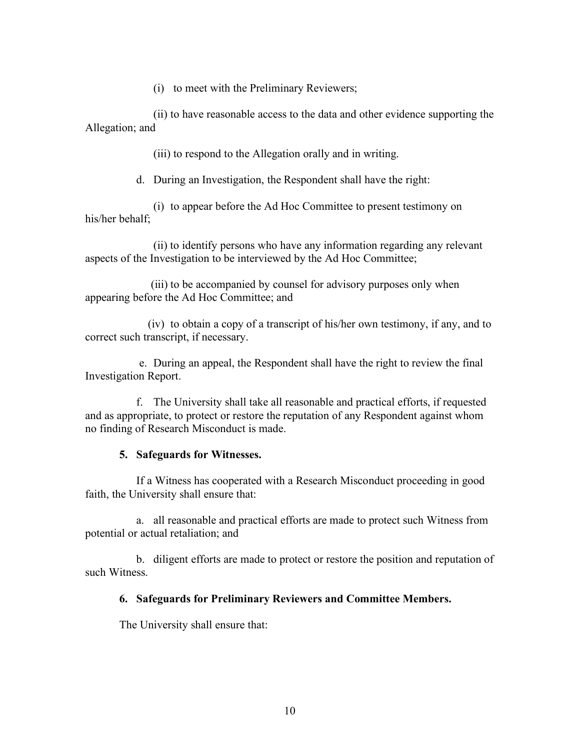(i) to meet with the Preliminary Reviewers;

(ii) to have reasonable access to the data and other evidence supporting the Allegation; and

(iii) to respond to the Allegation orally and in writing.

d. During an Investigation, the Respondent shall have the right:

(i) to appear before the Ad Hoc Committee to present testimony on his/her behalf;

(ii) to identify persons who have any information regarding any relevant aspects of the Investigation to be interviewed by the Ad Hoc Committee;

(iii) to be accompanied by counsel for advisory purposes only when appearing before the Ad Hoc Committee; and

(iv) to obtain a copy of a transcript of his/her own testimony, if any, and to correct such transcript, if necessary.

e. During an appeal, the Respondent shall have the right to review the final Investigation Report.

f. The University shall take all reasonable and practical efforts, if requested and as appropriate, to protect or restore the reputation of any Respondent against whom no finding of Research Misconduct is made.

**5. Safeguards for Witnesses.**

If a Witness has cooperated with a Research Misconduct proceeding in good faith, the University shall ensure that:

a. all reasonable and practical efforts are made to protect such Witness from potential or actual retaliation; and

b. diligent efforts are made to protect or restore the position and reputation of such Witness.

**6. Safeguards for Preliminary Reviewers and Committee Members.**

The University shall ensure that: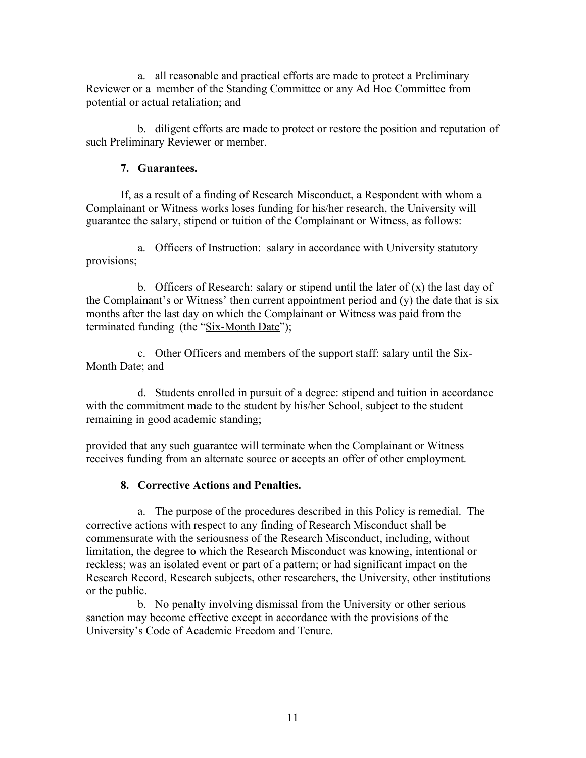a. all reasonable and practical efforts are made to protect a Preliminary Reviewer or a member of the Standing Committee or any Ad Hoc Committee from potential or actual retaliation; and

b. diligent efforts are made to protect or restore the position and reputation of such Preliminary Reviewer or member.

### 7. Guarantees.

If, as a result of a finding of Research Misconduct, a Respondent with whom a Complainant or Witness works loses funding for his/her research, the University will guarantee the salary, stipend or tuition of the Complainant or Witness, as follows:

a. Officers of Instruction: salary in accordance with University statutory provisions;

b. Officers of Research: salary or stipend until the later of (x) the last day of the Complainant's or Witness' then current appointment period and (y) the date that is six months after the last day on which the Complainant or Witness was paid from the terminated funding (the "Six-Month Date");

c. Other Officers and members of the support staff: salary until the Six-Month Date; and

d. Students enrolled in pursuit of a degree: stipend and tuition in accordance with the commitment made to the student by his/her School, subject to the student remaining in good academic standing;

provided that any such guarantee will terminate when the Complainant or Witness receives funding from an alternate source or accepts an offer of other employment.

### 8. Corrective Actions and Penalties.

a. The purpose of the procedures described in this Policy is remedial. The corrective actions with respect to any finding of Research Misconduct shall be commensurate with the seriousness of the Research Misconduct, including, without limitation, the degree to which the Research Misconduct was knowing, intentional or reckless; was an isolated event or part of a pattern; or had significant impact on the Research Record, Research subjects, other researchers, the University, other institutions or the public.

b. No penalty involving dismissal from the University or other serious sanction may become effective except in accordance with the provisions of the University's Code of Academic Freedom and Tenure.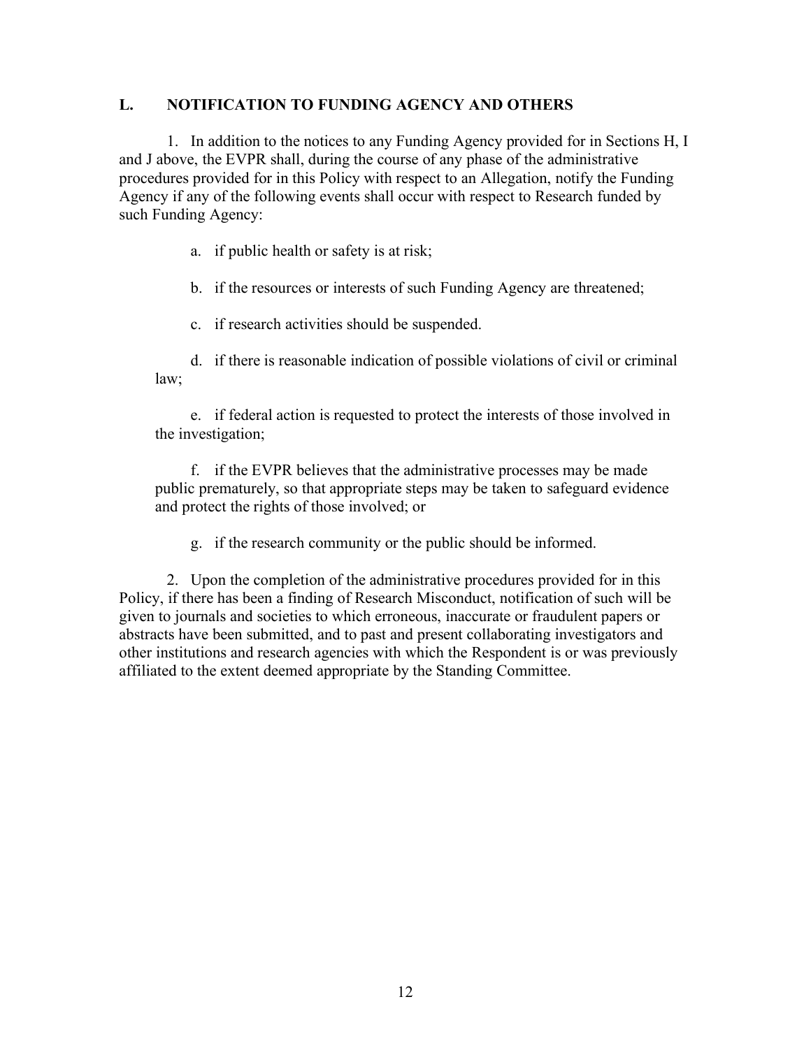## L. NOTIFICATION TO FUNDING AGENCY AND OTHERS

1. In addition to the notices to any Funding Agency provided for in Sections H, I and J above, the EVPR shall, during the course of any phase of the administrative procedures provided for in this Policy with respect to an Allegation, notify the Funding Agency if any of the following events shall occur with respect to Research funded by such Funding Agency:

   a. if public health or safety is at risk;

   b. if the resources or interests of such Funding Agency are threatened;

   c. if research activities should be suspended.

   d. if there is reasonable indication of possible violations of civil or criminal law;

   e. if federal action is requested to protect the interests of those involved in the investigation;

   f. if the EVPR believes that the administrative processes may be made public prematurely, so that appropriate steps may be taken to safeguard evidence and protect the rights of those involved; or

   g. if the research community or the public should be informed.

2. Upon the completion of the administrative procedures provided for in this Policy, if there has been a finding of Research Misconduct, notification of such will be given to journals and societies to which erroneous, inaccurate or fraudulent papers or abstracts have been submitted, and to past and present collaborating investigators and other institutions and research agencies with which the Respondent is or was previously affiliated to the extent deemed appropriate by the Standing Committee.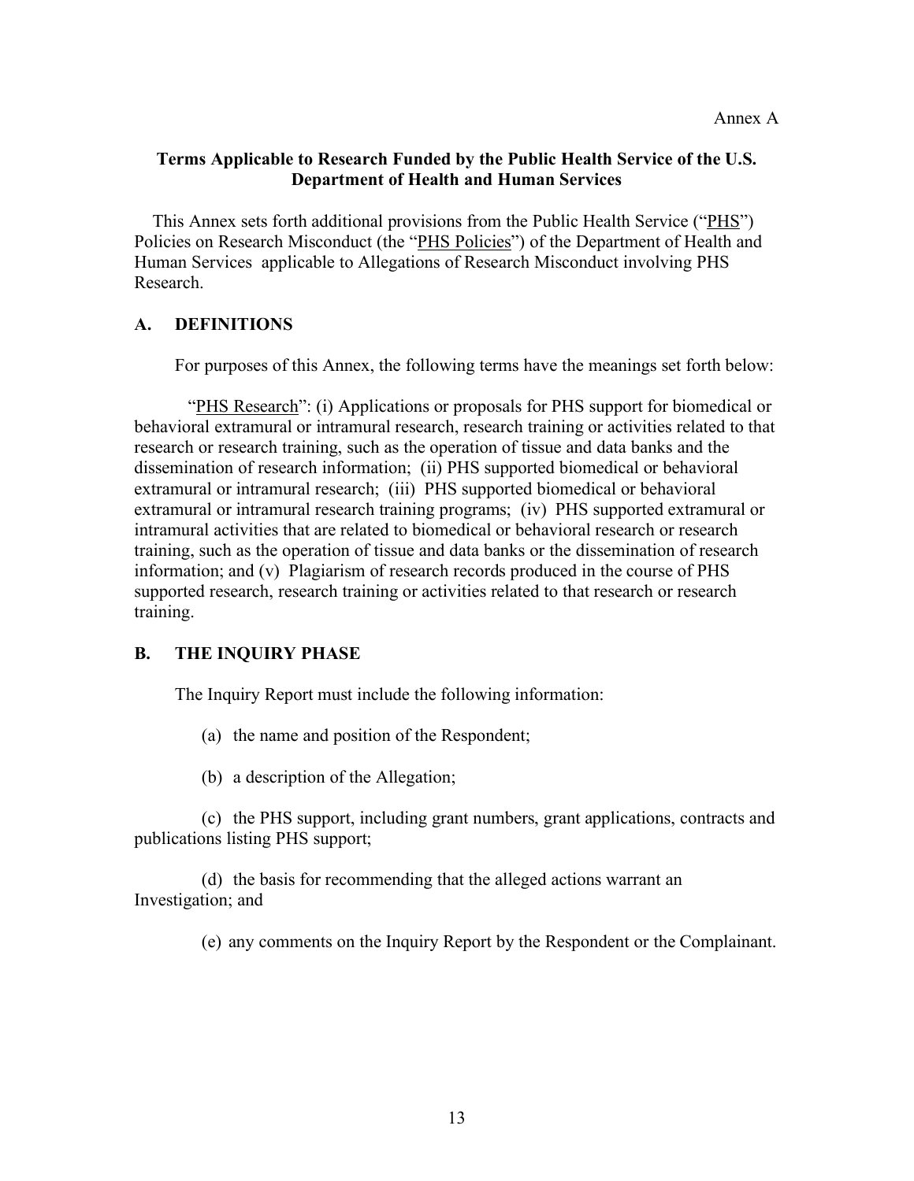Annex A

**Terms Applicable to Research Funded by the Public Health Service of the U.S. Department of Health and Human Services**

This Annex sets forth additional provisions from the Public Health Service ("PHS") Policies on Research Misconduct (the "PHS Policies") of the Department of Health and Human Services applicable to Allegations of Research Misconduct involving PHS Research.

## A. DEFINITIONS

For purposes of this Annex, the following terms have the meanings set forth below:

"PHS Research": (i) Applications or proposals for PHS support for biomedical or behavioral extramural or intramural research, research training or activities related to that research or research training, such as the operation of tissue and data banks and the dissemination of research information; (ii) PHS supported biomedical or behavioral extramural or intramural research; (iii) PHS supported biomedical or behavioral extramural or intramural research training programs; (iv) PHS supported extramural or intramural activities that are related to biomedical or behavioral research or research training, such as the operation of tissue and data banks or the dissemination of research information; and (v) Plagiarism of research records produced in the course of PHS supported research, research training or activities related to that research or research training.

## B. THE INQUIRY PHASE

The Inquiry Report must include the following information:

(a) the name and position of the Respondent;

(b) a description of the Allegation;

(c) the PHS support, including grant numbers, grant applications, contracts and publications listing PHS support;

(d) the basis for recommending that the alleged actions warrant an Investigation; and

(e) any comments on the Inquiry Report by the Respondent or the Complainant.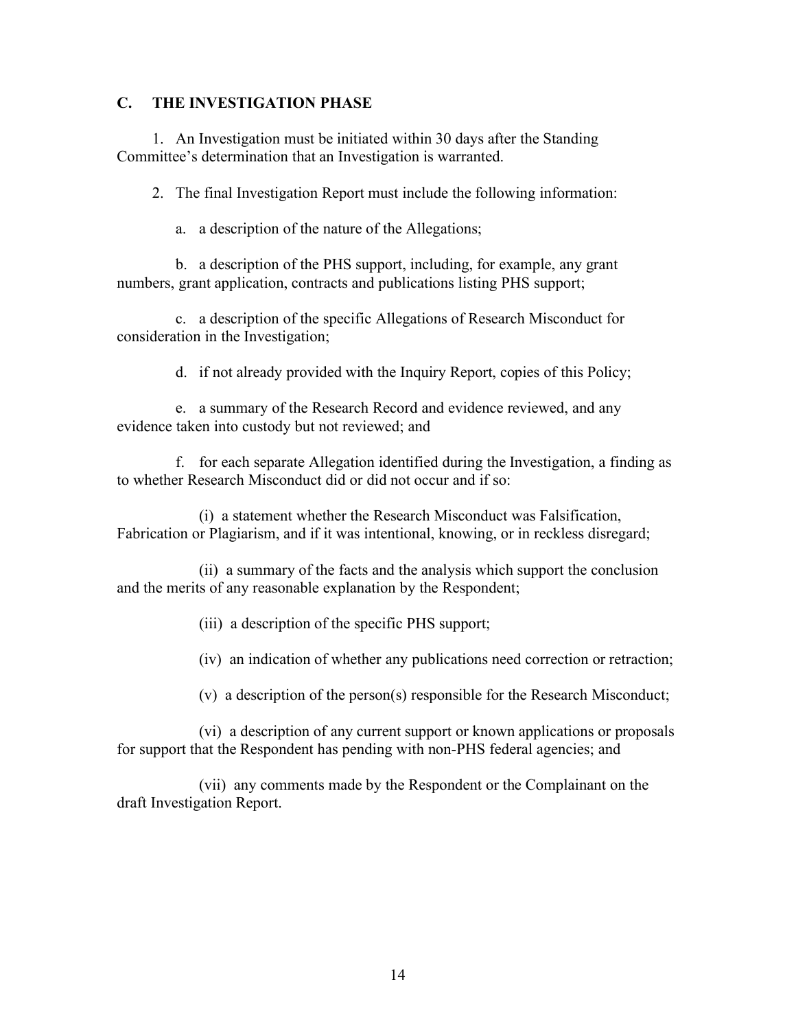## C. THE INVESTIGATION PHASE

1. An Investigation must be initiated within 30 days after the Standing Committee's determination that an Investigation is warranted.

2. The final Investigation Report must include the following information:

   a. a description of the nature of the Allegations;

   b. a description of the PHS support, including, for example, any grant numbers, grant application, contracts and publications listing PHS support;

   c. a description of the specific Allegations of Research Misconduct for consideration in the Investigation;

   d. if not already provided with the Inquiry Report, copies of this Policy;

   e. a summary of the Research Record and evidence reviewed, and any evidence taken into custody but not reviewed; and

   f. for each separate Allegation identified during the Investigation, a finding as to whether Research Misconduct did or did not occur and if so:

      (i) a statement whether the Research Misconduct was Falsification, Fabrication or Plagiarism, and if it was intentional, knowing, or in reckless disregard;

      (ii) a summary of the facts and the analysis which support the conclusion and the merits of any reasonable explanation by the Respondent;

      (iii) a description of the specific PHS support;

      (iv) an indication of whether any publications need correction or retraction;

      (v) a description of the person(s) responsible for the Research Misconduct;

      (vi) a description of any current support or known applications or proposals for support that the Respondent has pending with non-PHS federal agencies; and

      (vii) any comments made by the Respondent or the Complainant on the draft Investigation Report.